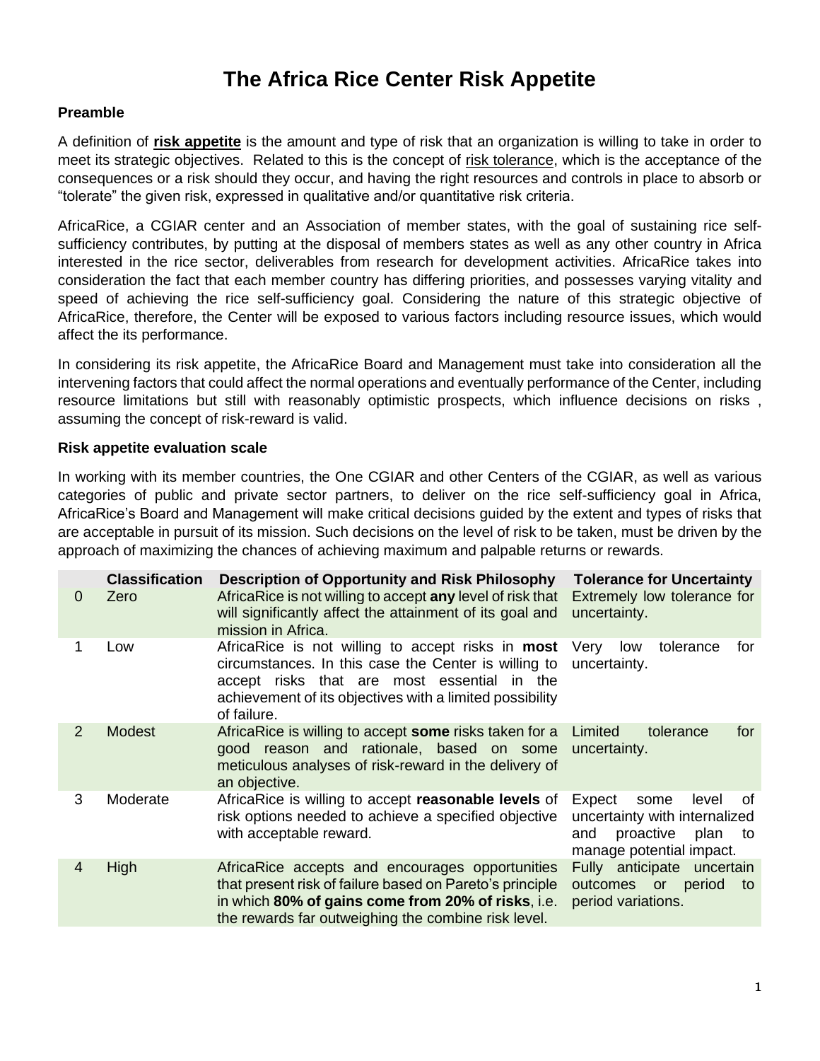# The Africa Rice Center Risk Appetite

**Preamble**

A definition of **risk appetite** is the amount and type of risk that an organization is willing to take in order to meet its strategic objectives. Related to this is the concept of risk tolerance, which is the acceptance of the consequences or a risk should they occur, and having the right resources and controls in place to absorb or "tolerate" the given risk, expressed in qualitative and/or quantitative risk criteria.

AfricaRice, a CGIAR center and an Association of member states, with the goal of sustaining rice self-sufficiency contributes, by putting at the disposal of members states as well as any other country in Africa interested in the rice sector, deliverables from research for development activities. AfricaRice takes into consideration the fact that each member country has differing priorities, and possesses varying vitality and speed of achieving the rice self-sufficiency goal. Considering the nature of this strategic objective of AfricaRice, therefore, the Center will be exposed to various factors including resource issues, which would affect the its performance.

In considering its risk appetite, the AfricaRice Board and Management must take into consideration all the intervening factors that could affect the normal operations and eventually performance of the Center, including resource limitations but still with reasonably optimistic prospects, which influence decisions on risks , assuming the concept of risk-reward is valid.

**Risk appetite evaluation scale**

In working with its member countries, the One CGIAR and other Centers of the CGIAR, as well as various categories of public and private sector partners, to deliver on the rice self-sufficiency goal in Africa, AfricaRice's Board and Management will make critical decisions guided by the extent and types of risks that are acceptable in pursuit of its mission. Such decisions on the level of risk to be taken, must be driven by the approach of maximizing the chances of achieving maximum and palpable returns or rewards.

| | Classification | Description of Opportunity and Risk Philosophy | Tolerance for Uncertainty |
|---|---|---|---|
| 0 | Zero | AfricaRice is not willing to accept **any** level of risk that will significantly affect the attainment of its goal and mission in Africa. | Extremely low tolerance for uncertainty. |
| 1 | Low | AfricaRice is not willing to accept risks in **most** circumstances. In this case the Center is willing to accept risks that are most essential in the achievement of its objectives with a limited possibility of failure. | Very low tolerance for uncertainty. |
| 2 | Modest | AfricaRice is willing to accept **some** risks taken for a good reason and rationale, based on some meticulous analyses of risk-reward in the delivery of an objective. | Limited tolerance for uncertainty. |
| 3 | Moderate | AfricaRice is willing to accept **reasonable levels** of risk options needed to achieve a specified objective with acceptable reward. | Expect some level of uncertainty with internalized and proactive plan to manage potential impact. |
| 4 | High | AfricaRice accepts and encourages opportunities that present risk of failure based on Pareto's principle in which **80% of gains come from 20% of risks**, i.e. the rewards far outweighing the combine risk level. | Fully anticipate uncertain outcomes or period to period variations. |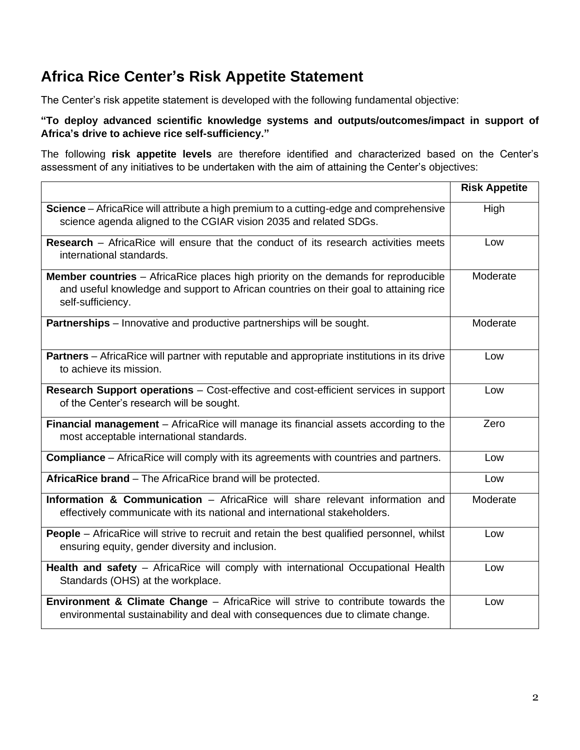# Africa Rice Center's Risk Appetite Statement

The Center's risk appetite statement is developed with the following fundamental objective:

**"To deploy advanced scientific knowledge systems and outputs/outcomes/impact in support of Africa's drive to achieve rice self-sufficiency."**

The following **risk appetite levels** are therefore identified and characterized based on the Center's assessment of any initiatives to be undertaken with the aim of attaining the Center's objectives:

| | Risk Appetite |
|---|---|
| **Science** – AfricaRice will attribute a high premium to a cutting-edge and comprehensive science agenda aligned to the CGIAR vision 2035 and related SDGs. | High |
| **Research** – AfricaRice will ensure that the conduct of its research activities meets international standards. | Low |
| **Member countries** – AfricaRice places high priority on the demands for reproducible and useful knowledge and support to African countries on their goal to attaining rice self-sufficiency. | Moderate |
| **Partnerships** – Innovative and productive partnerships will be sought. | Moderate |
| **Partners** – AfricaRice will partner with reputable and appropriate institutions in its drive to achieve its mission. | Low |
| **Research Support operations** – Cost-effective and cost-efficient services in support of the Center's research will be sought. | Low |
| **Financial management** – AfricaRice will manage its financial assets according to the most acceptable international standards. | Zero |
| **Compliance** – AfricaRice will comply with its agreements with countries and partners. | Low |
| **AfricaRice brand** – The AfricaRice brand will be protected. | Low |
| **Information & Communication** – AfricaRice will share relevant information and effectively communicate with its national and international stakeholders. | Moderate |
| **People** – AfricaRice will strive to recruit and retain the best qualified personnel, whilst ensuring equity, gender diversity and inclusion. | Low |
| **Health and safety** – AfricaRice will comply with international Occupational Health Standards (OHS) at the workplace. | Low |
| **Environment & Climate Change** – AfricaRice will strive to contribute towards the environmental sustainability and deal with consequences due to climate change. | Low |